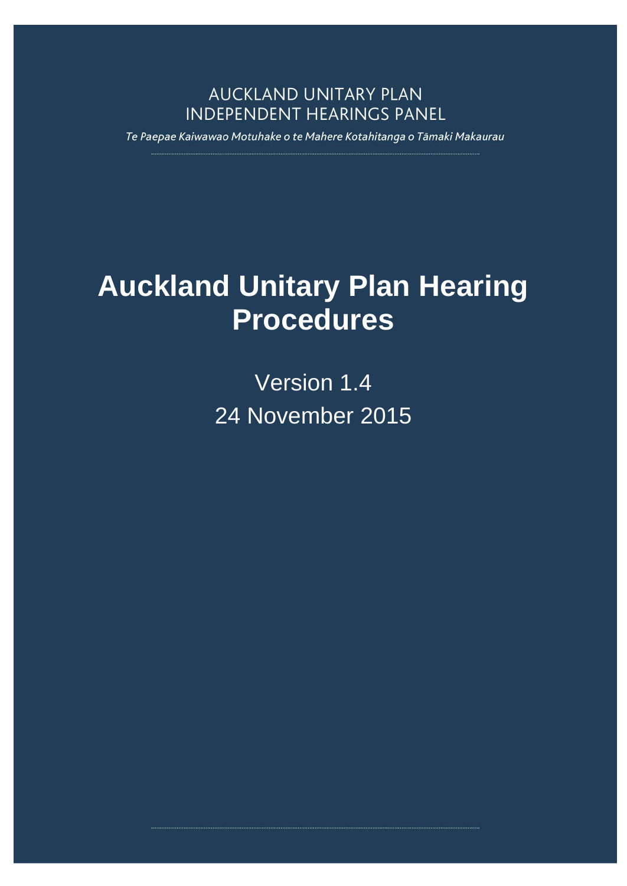AUCKLAND UNITARY PLAN
INDEPENDENT HEARINGS PANEL

*Te Paepae Kaiwawao Motuhake o te Mahere Kotahitanga o Tāmaki Makaurau*

# Auckland Unitary Plan Hearing Procedures

Version 1.4

24 November 2015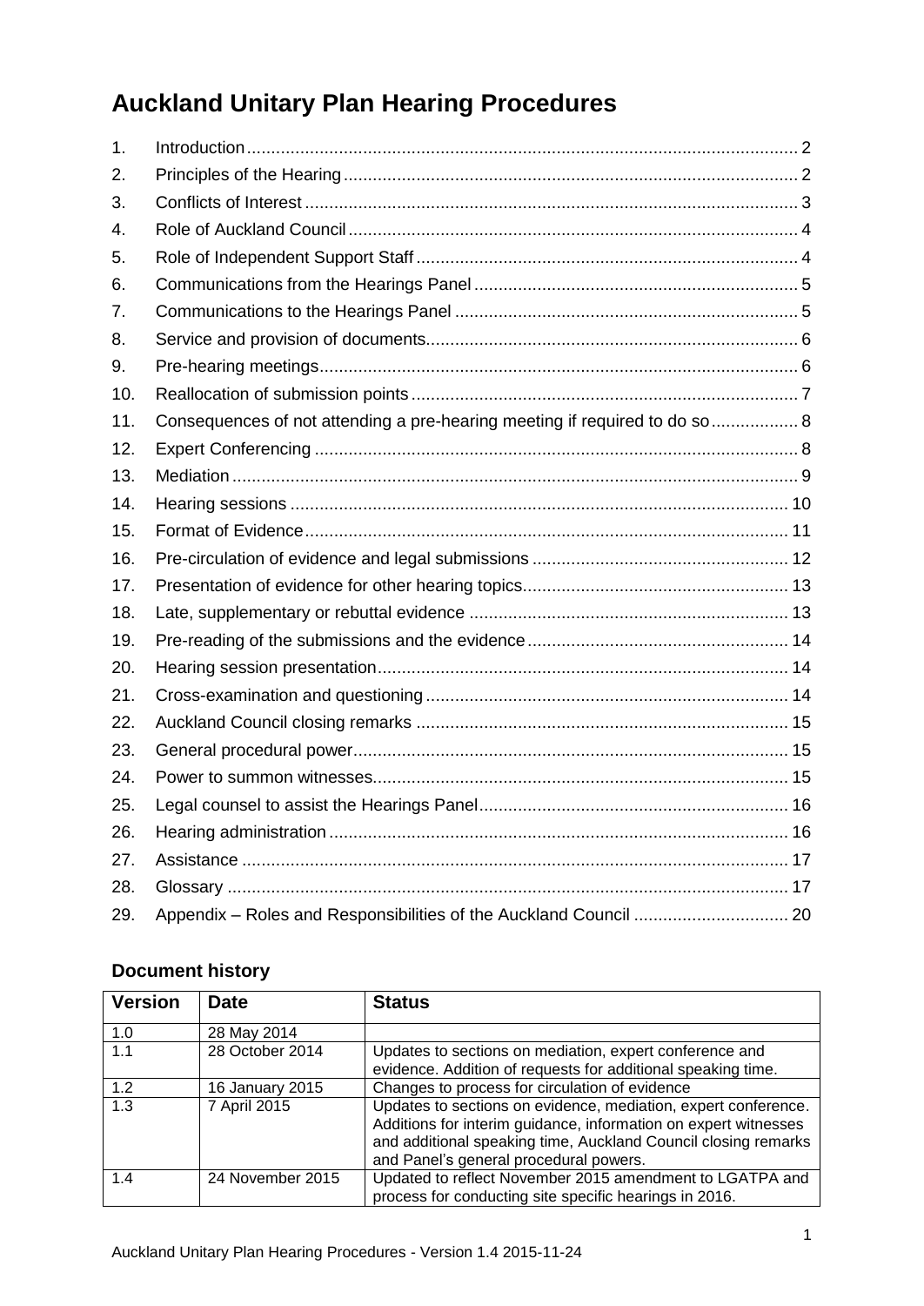# Auckland Unitary Plan Hearing Procedures

1. Introduction ..... 2
2. Principles of the Hearing ..... 2
3. Conflicts of Interest ..... 3
4. Role of Auckland Council ..... 4
5. Role of Independent Support Staff ..... 4
6. Communications from the Hearings Panel ..... 5
7. Communications to the Hearings Panel ..... 5
8. Service and provision of documents ..... 6
9. Pre-hearing meetings ..... 6
10. Reallocation of submission points ..... 7
11. Consequences of not attending a pre-hearing meeting if required to do so ..... 8
12. Expert Conferencing ..... 8
13. Mediation ..... 9
14. Hearing sessions ..... 10
15. Format of Evidence ..... 11
16. Pre-circulation of evidence and legal submissions ..... 12
17. Presentation of evidence for other hearing topics ..... 13
18. Late, supplementary or rebuttal evidence ..... 13
19. Pre-reading of the submissions and the evidence ..... 14
20. Hearing session presentation ..... 14
21. Cross-examination and questioning ..... 14
22. Auckland Council closing remarks ..... 15
23. General procedural power ..... 15
24. Power to summon witnesses ..... 15
25. Legal counsel to assist the Hearings Panel ..... 16
26. Hearing administration ..... 16
27. Assistance ..... 17
28. Glossary ..... 17
29. Appendix – Roles and Responsibilities of the Auckland Council ..... 20

## Document history

| Version | Date | Status |
|---|---|---|
| 1.0 | 28 May 2014 | |
| 1.1 | 28 October 2014 | Updates to sections on mediation, expert conference and evidence. Addition of requests for additional speaking time. |
| 1.2 | 16 January 2015 | Changes to process for circulation of evidence |
| 1.3 | 7 April 2015 | Updates to sections on evidence, mediation, expert conference. Additions for interim guidance, information on expert witnesses and additional speaking time, Auckland Council closing remarks and Panel's general procedural powers. |
| 1.4 | 24 November 2015 | Updated to reflect November 2015 amendment to LGATPA and process for conducting site specific hearings in 2016. |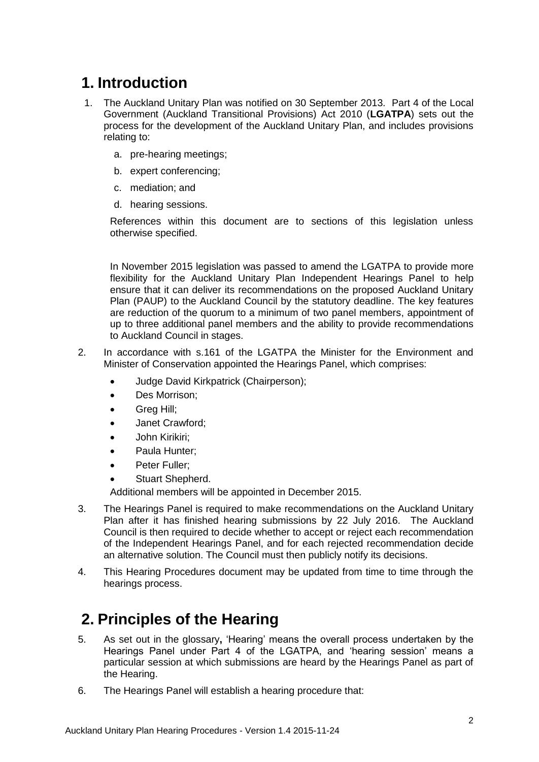# 1. Introduction

1. The Auckland Unitary Plan was notified on 30 September 2013. Part 4 of the Local Government (Auckland Transitional Provisions) Act 2010 (**LGATPA**) sets out the process for the development of the Auckland Unitary Plan, and includes provisions relating to:

   a. pre-hearing meetings;

   b. expert conferencing;

   c. mediation; and

   d. hearing sessions.

   References within this document are to sections of this legislation unless otherwise specified.

   In November 2015 legislation was passed to amend the LGATPA to provide more flexibility for the Auckland Unitary Plan Independent Hearings Panel to help ensure that it can deliver its recommendations on the proposed Auckland Unitary Plan (PAUP) to the Auckland Council by the statutory deadline. The key features are reduction of the quorum to a minimum of two panel members, appointment of up to three additional panel members and the ability to provide recommendations to Auckland Council in stages.

2. In accordance with s.161 of the LGATPA the Minister for the Environment and Minister of Conservation appointed the Hearings Panel, which comprises:

   - Judge David Kirkpatrick (Chairperson);
   - Des Morrison;
   - Greg Hill;
   - Janet Crawford;
   - John Kirikiri;
   - Paula Hunter;
   - Peter Fuller;
   - Stuart Shepherd.

   Additional members will be appointed in December 2015.

3. The Hearings Panel is required to make recommendations on the Auckland Unitary Plan after it has finished hearing submissions by 22 July 2016. The Auckland Council is then required to decide whether to accept or reject each recommendation of the Independent Hearings Panel, and for each rejected recommendation decide an alternative solution. The Council must then publicly notify its decisions.

4. This Hearing Procedures document may be updated from time to time through the hearings process.

# 2. Principles of the Hearing

5. As set out in the glossary**,** 'Hearing' means the overall process undertaken by the Hearings Panel under Part 4 of the LGATPA, and 'hearing session' means a particular session at which submissions are heard by the Hearings Panel as part of the Hearing.

6. The Hearings Panel will establish a hearing procedure that: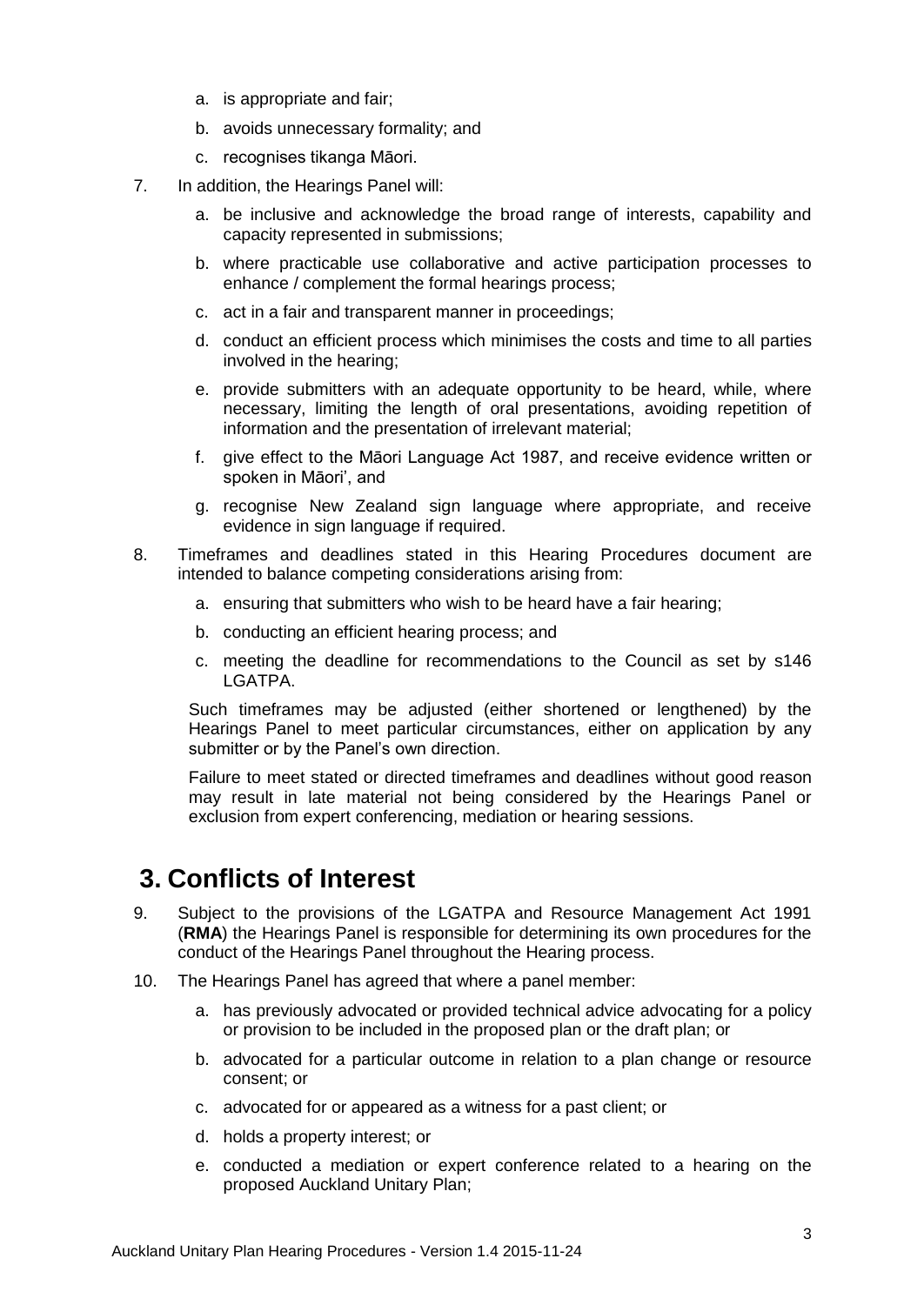a. is appropriate and fair;

b. avoids unnecessary formality; and

c. recognises tikanga Māori.

7. In addition, the Hearings Panel will:

   a. be inclusive and acknowledge the broad range of interests, capability and capacity represented in submissions;

   b. where practicable use collaborative and active participation processes to enhance / complement the formal hearings process;

   c. act in a fair and transparent manner in proceedings;

   d. conduct an efficient process which minimises the costs and time to all parties involved in the hearing;

   e. provide submitters with an adequate opportunity to be heard, while, where necessary, limiting the length of oral presentations, avoiding repetition of information and the presentation of irrelevant material;

   f. give effect to the Māori Language Act 1987, and receive evidence written or spoken in Māori', and

   g. recognise New Zealand sign language where appropriate, and receive evidence in sign language if required.

8. Timeframes and deadlines stated in this Hearing Procedures document are intended to balance competing considerations arising from:

   a. ensuring that submitters who wish to be heard have a fair hearing;

   b. conducting an efficient hearing process; and

   c. meeting the deadline for recommendations to the Council as set by s146 LGATPA.

   Such timeframes may be adjusted (either shortened or lengthened) by the Hearings Panel to meet particular circumstances, either on application by any submitter or by the Panel's own direction.

   Failure to meet stated or directed timeframes and deadlines without good reason may result in late material not being considered by the Hearings Panel or exclusion from expert conferencing, mediation or hearing sessions.

# 3. Conflicts of Interest

9. Subject to the provisions of the LGATPA and Resource Management Act 1991 (**RMA**) the Hearings Panel is responsible for determining its own procedures for the conduct of the Hearings Panel throughout the Hearing process.

10. The Hearings Panel has agreed that where a panel member:

    a. has previously advocated or provided technical advice advocating for a policy or provision to be included in the proposed plan or the draft plan; or

    b. advocated for a particular outcome in relation to a plan change or resource consent; or

    c. advocated for or appeared as a witness for a past client; or

    d. holds a property interest; or

    e. conducted a mediation or expert conference related to a hearing on the proposed Auckland Unitary Plan;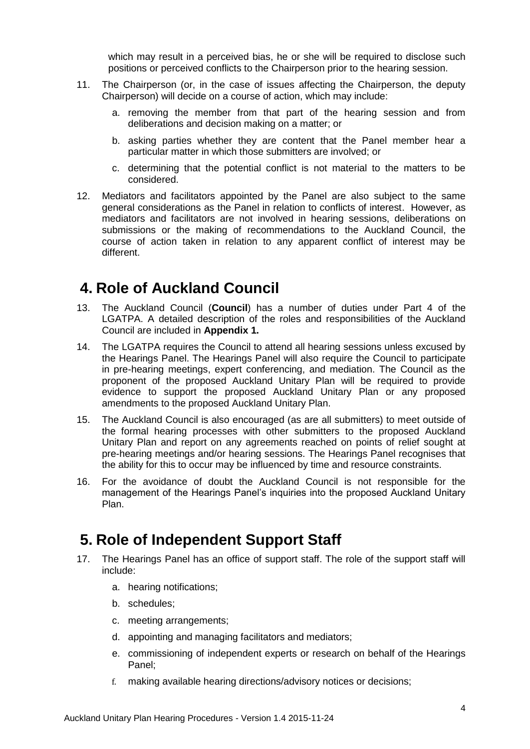which may result in a perceived bias, he or she will be required to disclose such positions or perceived conflicts to the Chairperson prior to the hearing session.

11. The Chairperson (or, in the case of issues affecting the Chairperson, the deputy Chairperson) will decide on a course of action, which may include:

    a. removing the member from that part of the hearing session and from deliberations and decision making on a matter; or

    b. asking parties whether they are content that the Panel member hear a particular matter in which those submitters are involved; or

    c. determining that the potential conflict is not material to the matters to be considered.

12. Mediators and facilitators appointed by the Panel are also subject to the same general considerations as the Panel in relation to conflicts of interest. However, as mediators and facilitators are not involved in hearing sessions, deliberations on submissions or the making of recommendations to the Auckland Council, the course of action taken in relation to any apparent conflict of interest may be different.

# 4. Role of Auckland Council

13. The Auckland Council (**Council**) has a number of duties under Part 4 of the LGATPA. A detailed description of the roles and responsibilities of the Auckland Council are included in **Appendix 1.**

14. The LGATPA requires the Council to attend all hearing sessions unless excused by the Hearings Panel. The Hearings Panel will also require the Council to participate in pre-hearing meetings, expert conferencing, and mediation. The Council as the proponent of the proposed Auckland Unitary Plan will be required to provide evidence to support the proposed Auckland Unitary Plan or any proposed amendments to the proposed Auckland Unitary Plan.

15. The Auckland Council is also encouraged (as are all submitters) to meet outside of the formal hearing processes with other submitters to the proposed Auckland Unitary Plan and report on any agreements reached on points of relief sought at pre-hearing meetings and/or hearing sessions. The Hearings Panel recognises that the ability for this to occur may be influenced by time and resource constraints.

16. For the avoidance of doubt the Auckland Council is not responsible for the management of the Hearings Panel's inquiries into the proposed Auckland Unitary Plan.

# 5. Role of Independent Support Staff

17. The Hearings Panel has an office of support staff. The role of the support staff will include:

    a. hearing notifications;

    b. schedules;

    c. meeting arrangements;

    d. appointing and managing facilitators and mediators;

    e. commissioning of independent experts or research on behalf of the Hearings Panel;

    f. making available hearing directions/advisory notices or decisions;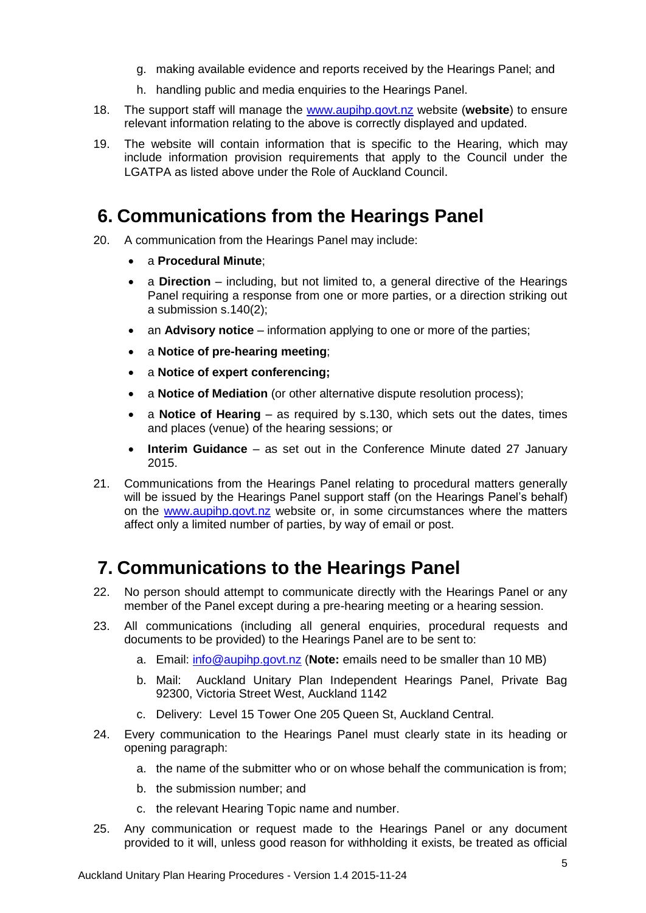g. making available evidence and reports received by the Hearings Panel; and

h. handling public and media enquiries to the Hearings Panel.

18. The support staff will manage the [www.aupihp.govt.nz](http://www.aupihp.govt.nz) website (**website**) to ensure relevant information relating to the above is correctly displayed and updated.

19. The website will contain information that is specific to the Hearing, which may include information provision requirements that apply to the Council under the LGATPA as listed above under the Role of Auckland Council.

## 6. Communications from the Hearings Panel

20. A communication from the Hearings Panel may include:

- a **Procedural Minute**;
- a **Direction** – including, but not limited to, a general directive of the Hearings Panel requiring a response from one or more parties, or a direction striking out a submission s.140(2);
- an **Advisory notice** – information applying to one or more of the parties;
- a **Notice of pre-hearing meeting**;
- a **Notice of expert conferencing;**
- a **Notice of Mediation** (or other alternative dispute resolution process);
- a **Notice of Hearing** – as required by s.130, which sets out the dates, times and places (venue) of the hearing sessions; or
- **Interim Guidance** – as set out in the Conference Minute dated 27 January 2015.

21. Communications from the Hearings Panel relating to procedural matters generally will be issued by the Hearings Panel support staff (on the Hearings Panel's behalf) on the [www.aupihp.govt.nz](http://www.aupihp.govt.nz) website or, in some circumstances where the matters affect only a limited number of parties, by way of email or post.

## 7. Communications to the Hearings Panel

22. No person should attempt to communicate directly with the Hearings Panel or any member of the Panel except during a pre-hearing meeting or a hearing session.

23. All communications (including all general enquiries, procedural requests and documents to be provided) to the Hearings Panel are to be sent to:

    a. Email: [info@aupihp.govt.nz](mailto:info@aupihp.govt.nz) (**Note:** emails need to be smaller than 10 MB)

    b. Mail: Auckland Unitary Plan Independent Hearings Panel, Private Bag 92300, Victoria Street West, Auckland 1142

    c. Delivery: Level 15 Tower One 205 Queen St, Auckland Central.

24. Every communication to the Hearings Panel must clearly state in its heading or opening paragraph:

    a. the name of the submitter who or on whose behalf the communication is from;

    b. the submission number; and

    c. the relevant Hearing Topic name and number.

25. Any communication or request made to the Hearings Panel or any document provided to it will, unless good reason for withholding it exists, be treated as official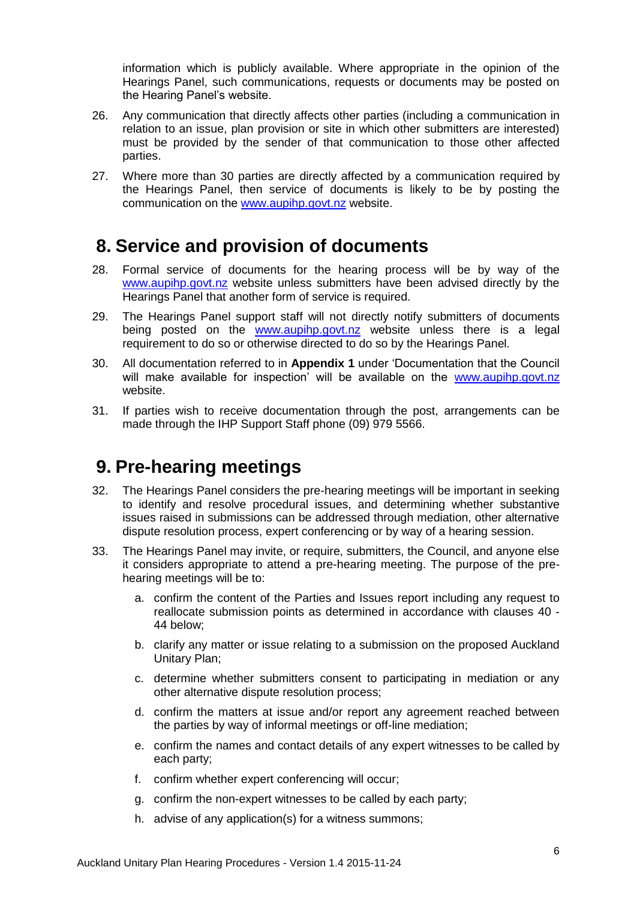information which is publicly available. Where appropriate in the opinion of the Hearings Panel, such communications, requests or documents may be posted on the Hearing Panel's website.

26. Any communication that directly affects other parties (including a communication in relation to an issue, plan provision or site in which other submitters are interested) must be provided by the sender of that communication to those other affected parties.

27. Where more than 30 parties are directly affected by a communication required by the Hearings Panel, then service of documents is likely to be by posting the communication on the [www.aupihp.govt.nz](http://www.aupihp.govt.nz) website.

## 8. Service and provision of documents

28. Formal service of documents for the hearing process will be by way of the [www.aupihp.govt.nz](http://www.aupihp.govt.nz) website unless submitters have been advised directly by the Hearings Panel that another form of service is required.

29. The Hearings Panel support staff will not directly notify submitters of documents being posted on the [www.aupihp.govt.nz](http://www.aupihp.govt.nz) website unless there is a legal requirement to do so or otherwise directed to do so by the Hearings Panel.

30. All documentation referred to in **Appendix 1** under 'Documentation that the Council will make available for inspection' will be available on the [www.aupihp.govt.nz](http://www.aupihp.govt.nz) website.

31. If parties wish to receive documentation through the post, arrangements can be made through the IHP Support Staff phone (09) 979 5566.

## 9. Pre-hearing meetings

32. The Hearings Panel considers the pre-hearing meetings will be important in seeking to identify and resolve procedural issues, and determining whether substantive issues raised in submissions can be addressed through mediation, other alternative dispute resolution process, expert conferencing or by way of a hearing session.

33. The Hearings Panel may invite, or require, submitters, the Council, and anyone else it considers appropriate to attend a pre-hearing meeting. The purpose of the pre-hearing meetings will be to:

    a. confirm the content of the Parties and Issues report including any request to reallocate submission points as determined in accordance with clauses 40 - 44 below;

    b. clarify any matter or issue relating to a submission on the proposed Auckland Unitary Plan;

    c. determine whether submitters consent to participating in mediation or any other alternative dispute resolution process;

    d. confirm the matters at issue and/or report any agreement reached between the parties by way of informal meetings or off-line mediation;

    e. confirm the names and contact details of any expert witnesses to be called by each party;

    f. confirm whether expert conferencing will occur;

    g. confirm the non-expert witnesses to be called by each party;

    h. advise of any application(s) for a witness summons;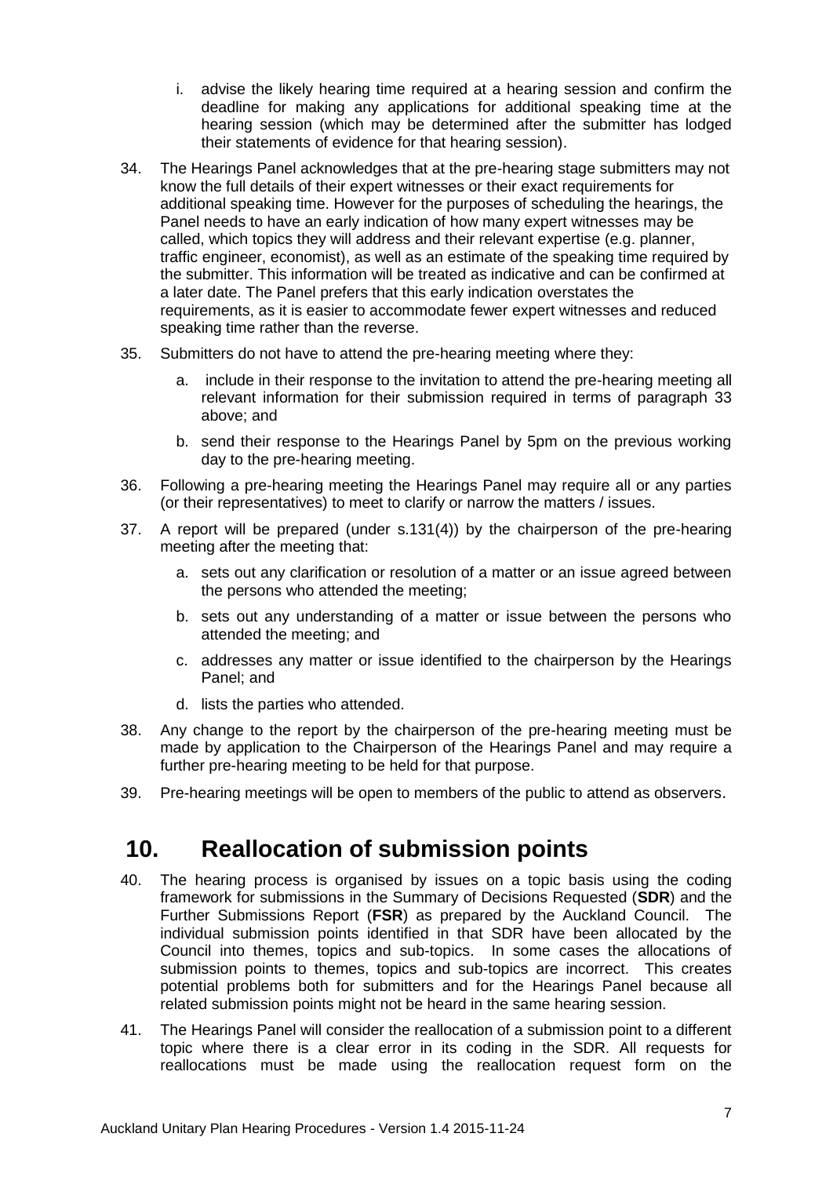i. advise the likely hearing time required at a hearing session and confirm the deadline for making any applications for additional speaking time at the hearing session (which may be determined after the submitter has lodged their statements of evidence for that hearing session).

34. The Hearings Panel acknowledges that at the pre-hearing stage submitters may not know the full details of their expert witnesses or their exact requirements for additional speaking time. However for the purposes of scheduling the hearings, the Panel needs to have an early indication of how many expert witnesses may be called, which topics they will address and their relevant expertise (e.g. planner, traffic engineer, economist), as well as an estimate of the speaking time required by the submitter. This information will be treated as indicative and can be confirmed at a later date. The Panel prefers that this early indication overstates the requirements, as it is easier to accommodate fewer expert witnesses and reduced speaking time rather than the reverse.

35. Submitters do not have to attend the pre-hearing meeting where they:

    a. include in their response to the invitation to attend the pre-hearing meeting all relevant information for their submission required in terms of paragraph 33 above; and

    b. send their response to the Hearings Panel by 5pm on the previous working day to the pre-hearing meeting.

36. Following a pre-hearing meeting the Hearings Panel may require all or any parties (or their representatives) to meet to clarify or narrow the matters / issues.

37. A report will be prepared (under s.131(4)) by the chairperson of the pre-hearing meeting after the meeting that:

    a. sets out any clarification or resolution of a matter or an issue agreed between the persons who attended the meeting;

    b. sets out any understanding of a matter or issue between the persons who attended the meeting; and

    c. addresses any matter or issue identified to the chairperson by the Hearings Panel; and

    d. lists the parties who attended.

38. Any change to the report by the chairperson of the pre-hearing meeting must be made by application to the Chairperson of the Hearings Panel and may require a further pre-hearing meeting to be held for that purpose.

39. Pre-hearing meetings will be open to members of the public to attend as observers.

# 10. Reallocation of submission points

40. The hearing process is organised by issues on a topic basis using the coding framework for submissions in the Summary of Decisions Requested (**SDR**) and the Further Submissions Report (**FSR**) as prepared by the Auckland Council. The individual submission points identified in that SDR have been allocated by the Council into themes, topics and sub-topics. In some cases the allocations of submission points to themes, topics and sub-topics are incorrect. This creates potential problems both for submitters and for the Hearings Panel because all related submission points might not be heard in the same hearing session.

41. The Hearings Panel will consider the reallocation of a submission point to a different topic where there is a clear error in its coding in the SDR. All requests for reallocations must be made using the reallocation request form on the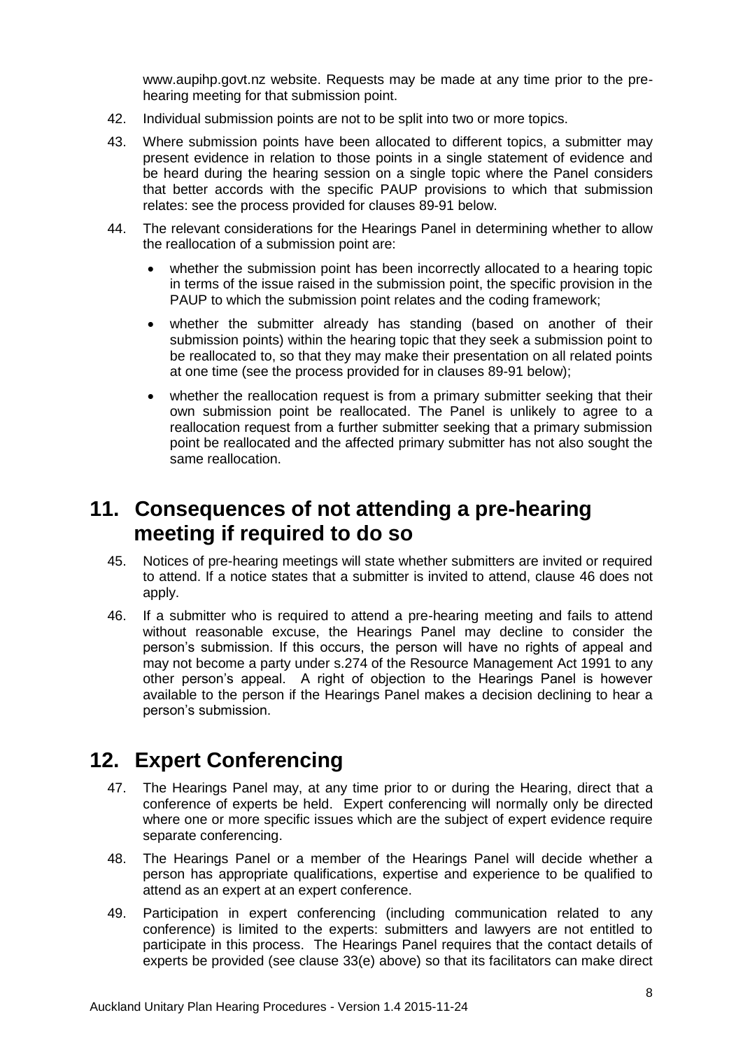www.aupihp.govt.nz website. Requests may be made at any time prior to the pre-hearing meeting for that submission point.

42. Individual submission points are not to be split into two or more topics.

43. Where submission points have been allocated to different topics, a submitter may present evidence in relation to those points in a single statement of evidence and be heard during the hearing session on a single topic where the Panel considers that better accords with the specific PAUP provisions to which that submission relates: see the process provided for clauses 89-91 below.

44. The relevant considerations for the Hearings Panel in determining whether to allow the reallocation of a submission point are:
   - whether the submission point has been incorrectly allocated to a hearing topic in terms of the issue raised in the submission point, the specific provision in the PAUP to which the submission point relates and the coding framework;
   - whether the submitter already has standing (based on another of their submission points) within the hearing topic that they seek a submission point to be reallocated to, so that they may make their presentation on all related points at one time (see the process provided for in clauses 89-91 below);
   - whether the reallocation request is from a primary submitter seeking that their own submission point be reallocated. The Panel is unlikely to agree to a reallocation request from a further submitter seeking that a primary submission point be reallocated and the affected primary submitter has not also sought the same reallocation.

## 11. Consequences of not attending a pre-hearing meeting if required to do so

45. Notices of pre-hearing meetings will state whether submitters are invited or required to attend. If a notice states that a submitter is invited to attend, clause 46 does not apply.

46. If a submitter who is required to attend a pre-hearing meeting and fails to attend without reasonable excuse, the Hearings Panel may decline to consider the person's submission. If this occurs, the person will have no rights of appeal and may not become a party under s.274 of the Resource Management Act 1991 to any other person's appeal. A right of objection to the Hearings Panel is however available to the person if the Hearings Panel makes a decision declining to hear a person's submission.

## 12. Expert Conferencing

47. The Hearings Panel may, at any time prior to or during the Hearing, direct that a conference of experts be held. Expert conferencing will normally only be directed where one or more specific issues which are the subject of expert evidence require separate conferencing.

48. The Hearings Panel or a member of the Hearings Panel will decide whether a person has appropriate qualifications, expertise and experience to be qualified to attend as an expert at an expert conference.

49. Participation in expert conferencing (including communication related to any conference) is limited to the experts: submitters and lawyers are not entitled to participate in this process. The Hearings Panel requires that the contact details of experts be provided (see clause 33(e) above) so that its facilitators can make direct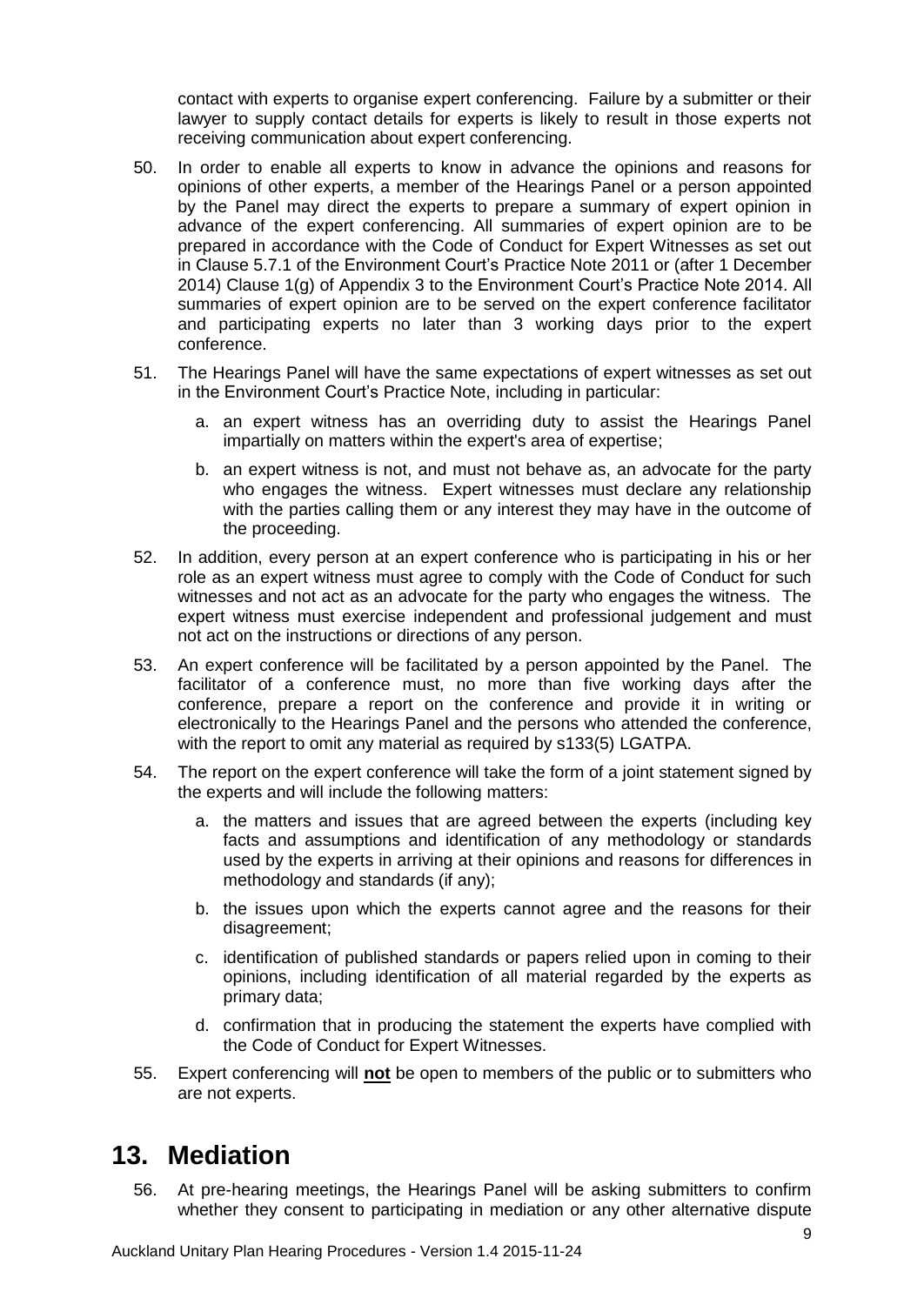contact with experts to organise expert conferencing. Failure by a submitter or their lawyer to supply contact details for experts is likely to result in those experts not receiving communication about expert conferencing.

50. In order to enable all experts to know in advance the opinions and reasons for opinions of other experts, a member of the Hearings Panel or a person appointed by the Panel may direct the experts to prepare a summary of expert opinion in advance of the expert conferencing. All summaries of expert opinion are to be prepared in accordance with the Code of Conduct for Expert Witnesses as set out in Clause 5.7.1 of the Environment Court's Practice Note 2011 or (after 1 December 2014) Clause 1(g) of Appendix 3 to the Environment Court's Practice Note 2014. All summaries of expert opinion are to be served on the expert conference facilitator and participating experts no later than 3 working days prior to the expert conference.

51. The Hearings Panel will have the same expectations of expert witnesses as set out in the Environment Court's Practice Note, including in particular:

    a. an expert witness has an overriding duty to assist the Hearings Panel impartially on matters within the expert's area of expertise;

    b. an expert witness is not, and must not behave as, an advocate for the party who engages the witness. Expert witnesses must declare any relationship with the parties calling them or any interest they may have in the outcome of the proceeding.

52. In addition, every person at an expert conference who is participating in his or her role as an expert witness must agree to comply with the Code of Conduct for such witnesses and not act as an advocate for the party who engages the witness. The expert witness must exercise independent and professional judgement and must not act on the instructions or directions of any person.

53. An expert conference will be facilitated by a person appointed by the Panel. The facilitator of a conference must, no more than five working days after the conference, prepare a report on the conference and provide it in writing or electronically to the Hearings Panel and the persons who attended the conference, with the report to omit any material as required by s133(5) LGATPA.

54. The report on the expert conference will take the form of a joint statement signed by the experts and will include the following matters:

    a. the matters and issues that are agreed between the experts (including key facts and assumptions and identification of any methodology or standards used by the experts in arriving at their opinions and reasons for differences in methodology and standards (if any);

    b. the issues upon which the experts cannot agree and the reasons for their disagreement;

    c. identification of published standards or papers relied upon in coming to their opinions, including identification of all material regarded by the experts as primary data;

    d. confirmation that in producing the statement the experts have complied with the Code of Conduct for Expert Witnesses.

55. Expert conferencing will **not** be open to members of the public or to submitters who are not experts.

# 13. Mediation

56. At pre-hearing meetings, the Hearings Panel will be asking submitters to confirm whether they consent to participating in mediation or any other alternative dispute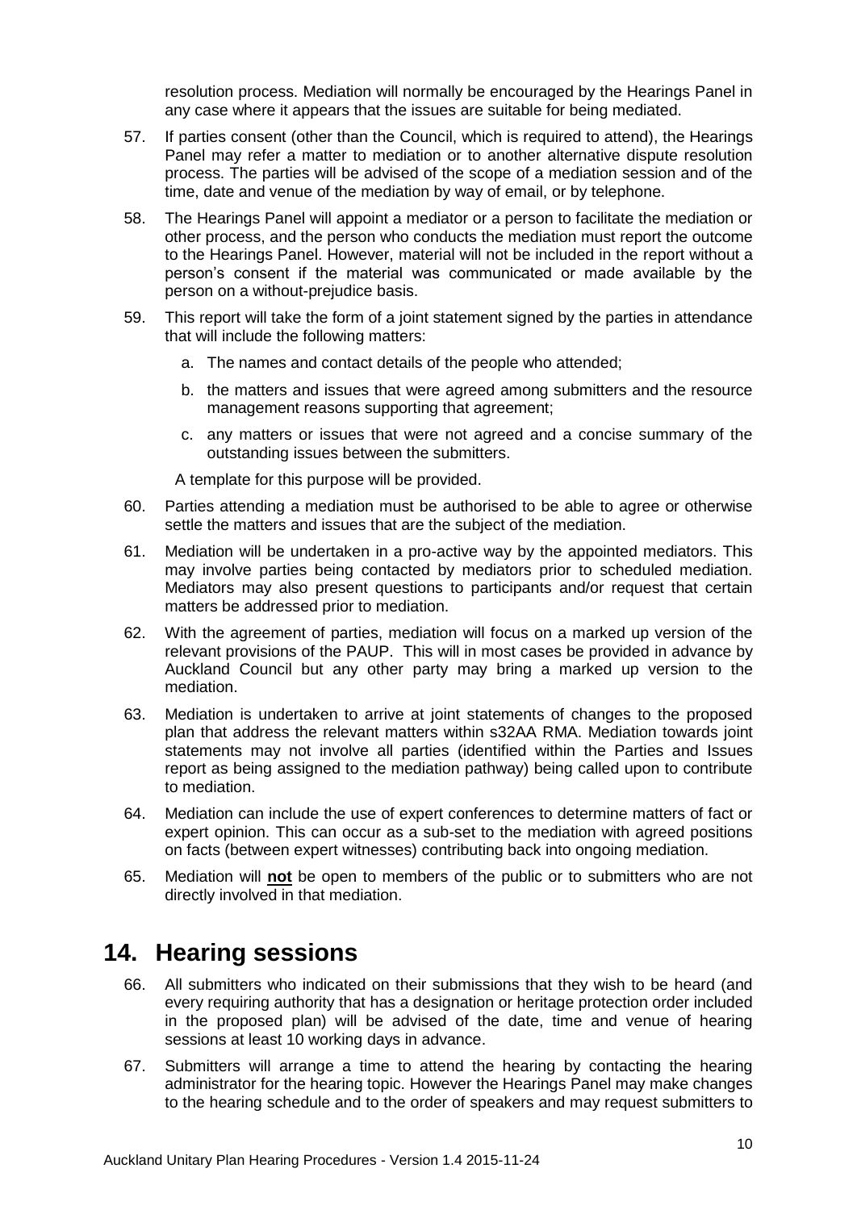resolution process. Mediation will normally be encouraged by the Hearings Panel in any case where it appears that the issues are suitable for being mediated.

57. If parties consent (other than the Council, which is required to attend), the Hearings Panel may refer a matter to mediation or to another alternative dispute resolution process. The parties will be advised of the scope of a mediation session and of the time, date and venue of the mediation by way of email, or by telephone.

58. The Hearings Panel will appoint a mediator or a person to facilitate the mediation or other process, and the person who conducts the mediation must report the outcome to the Hearings Panel. However, material will not be included in the report without a person's consent if the material was communicated or made available by the person on a without-prejudice basis.

59. This report will take the form of a joint statement signed by the parties in attendance that will include the following matters:

    a. The names and contact details of the people who attended;

    b. the matters and issues that were agreed among submitters and the resource management reasons supporting that agreement;

    c. any matters or issues that were not agreed and a concise summary of the outstanding issues between the submitters.

    A template for this purpose will be provided.

60. Parties attending a mediation must be authorised to be able to agree or otherwise settle the matters and issues that are the subject of the mediation.

61. Mediation will be undertaken in a pro-active way by the appointed mediators. This may involve parties being contacted by mediators prior to scheduled mediation. Mediators may also present questions to participants and/or request that certain matters be addressed prior to mediation.

62. With the agreement of parties, mediation will focus on a marked up version of the relevant provisions of the PAUP. This will in most cases be provided in advance by Auckland Council but any other party may bring a marked up version to the mediation.

63. Mediation is undertaken to arrive at joint statements of changes to the proposed plan that address the relevant matters within s32AA RMA. Mediation towards joint statements may not involve all parties (identified within the Parties and Issues report as being assigned to the mediation pathway) being called upon to contribute to mediation.

64. Mediation can include the use of expert conferences to determine matters of fact or expert opinion. This can occur as a sub-set to the mediation with agreed positions on facts (between expert witnesses) contributing back into ongoing mediation.

65. Mediation will **not** be open to members of the public or to submitters who are not directly involved in that mediation.

# 14. Hearing sessions

66. All submitters who indicated on their submissions that they wish to be heard (and every requiring authority that has a designation or heritage protection order included in the proposed plan) will be advised of the date, time and venue of hearing sessions at least 10 working days in advance.

67. Submitters will arrange a time to attend the hearing by contacting the hearing administrator for the hearing topic. However the Hearings Panel may make changes to the hearing schedule and to the order of speakers and may request submitters to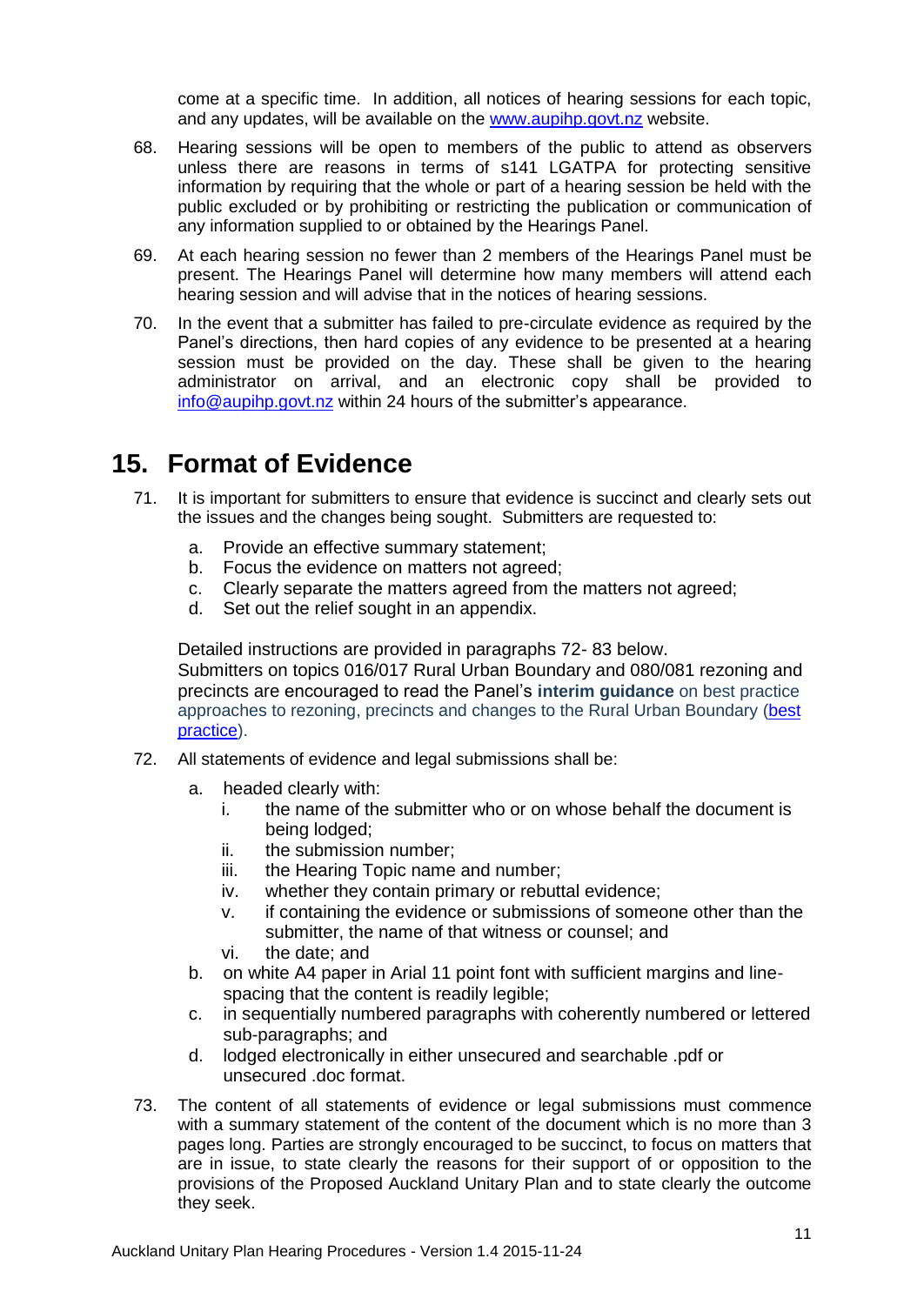come at a specific time. In addition, all notices of hearing sessions for each topic, and any updates, will be available on the [www.aupihp.govt.nz](www.aupihp.govt.nz) website.

68. Hearing sessions will be open to members of the public to attend as observers unless there are reasons in terms of s141 LGATPA for protecting sensitive information by requiring that the whole or part of a hearing session be held with the public excluded or by prohibiting or restricting the publication or communication of any information supplied to or obtained by the Hearings Panel.

69. At each hearing session no fewer than 2 members of the Hearings Panel must be present. The Hearings Panel will determine how many members will attend each hearing session and will advise that in the notices of hearing sessions.

70. In the event that a submitter has failed to pre-circulate evidence as required by the Panel's directions, then hard copies of any evidence to be presented at a hearing session must be provided on the day. These shall be given to the hearing administrator on arrival, and an electronic copy shall be provided to [info@aupihp.govt.nz](mailto:info@aupihp.govt.nz) within 24 hours of the submitter's appearance.

# 15. Format of Evidence

71. It is important for submitters to ensure that evidence is succinct and clearly sets out the issues and the changes being sought. Submitters are requested to:

    a. Provide an effective summary statement;
    b. Focus the evidence on matters not agreed;
    c. Clearly separate the matters agreed from the matters not agreed;
    d. Set out the relief sought in an appendix.

    Detailed instructions are provided in paragraphs 72- 83 below.
    Submitters on topics 016/017 Rural Urban Boundary and 080/081 rezoning and precincts are encouraged to read the Panel's **interim guidance** on best practice approaches to rezoning, precincts and changes to the Rural Urban Boundary ([best practice](best practice)).

72. All statements of evidence and legal submissions shall be:

    a. headed clearly with:
        i. the name of the submitter who or on whose behalf the document is being lodged;
        ii. the submission number;
        iii. the Hearing Topic name and number;
        iv. whether they contain primary or rebuttal evidence;
        v. if containing the evidence or submissions of someone other than the submitter, the name of that witness or counsel; and
        vi. the date; and
    b. on white A4 paper in Arial 11 point font with sufficient margins and line-spacing that the content is readily legible;
    c. in sequentially numbered paragraphs with coherently numbered or lettered sub-paragraphs; and
    d. lodged electronically in either unsecured and searchable .pdf or unsecured .doc format.

73. The content of all statements of evidence or legal submissions must commence with a summary statement of the content of the document which is no more than 3 pages long. Parties are strongly encouraged to be succinct, to focus on matters that are in issue, to state clearly the reasons for their support of or opposition to the provisions of the Proposed Auckland Unitary Plan and to state clearly the outcome they seek.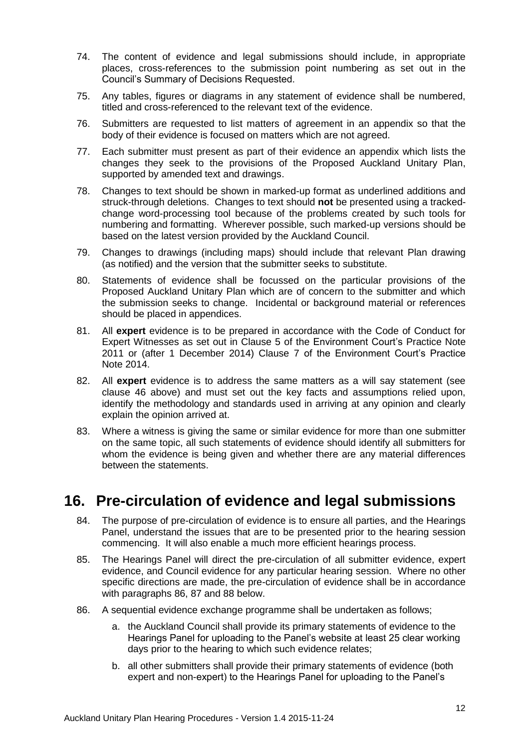74. The content of evidence and legal submissions should include, in appropriate places, cross-references to the submission point numbering as set out in the Council's Summary of Decisions Requested.

75. Any tables, figures or diagrams in any statement of evidence shall be numbered, titled and cross-referenced to the relevant text of the evidence.

76. Submitters are requested to list matters of agreement in an appendix so that the body of their evidence is focused on matters which are not agreed.

77. Each submitter must present as part of their evidence an appendix which lists the changes they seek to the provisions of the Proposed Auckland Unitary Plan, supported by amended text and drawings.

78. Changes to text should be shown in marked-up format as underlined additions and struck-through deletions. Changes to text should **not** be presented using a tracked-change word-processing tool because of the problems created by such tools for numbering and formatting. Wherever possible, such marked-up versions should be based on the latest version provided by the Auckland Council.

79. Changes to drawings (including maps) should include that relevant Plan drawing (as notified) and the version that the submitter seeks to substitute.

80. Statements of evidence shall be focussed on the particular provisions of the Proposed Auckland Unitary Plan which are of concern to the submitter and which the submission seeks to change. Incidental or background material or references should be placed in appendices.

81. All **expert** evidence is to be prepared in accordance with the Code of Conduct for Expert Witnesses as set out in Clause 5 of the Environment Court's Practice Note 2011 or (after 1 December 2014) Clause 7 of the Environment Court's Practice Note 2014.

82. All **expert** evidence is to address the same matters as a will say statement (see clause 46 above) and must set out the key facts and assumptions relied upon, identify the methodology and standards used in arriving at any opinion and clearly explain the opinion arrived at.

83. Where a witness is giving the same or similar evidence for more than one submitter on the same topic, all such statements of evidence should identify all submitters for whom the evidence is being given and whether there are any material differences between the statements.

# 16. Pre-circulation of evidence and legal submissions

84. The purpose of pre-circulation of evidence is to ensure all parties, and the Hearings Panel, understand the issues that are to be presented prior to the hearing session commencing. It will also enable a much more efficient hearings process.

85. The Hearings Panel will direct the pre-circulation of all submitter evidence, expert evidence, and Council evidence for any particular hearing session. Where no other specific directions are made, the pre-circulation of evidence shall be in accordance with paragraphs 86, 87 and 88 below.

86. A sequential evidence exchange programme shall be undertaken as follows;

    a. the Auckland Council shall provide its primary statements of evidence to the Hearings Panel for uploading to the Panel's website at least 25 clear working days prior to the hearing to which such evidence relates;

    b. all other submitters shall provide their primary statements of evidence (both expert and non-expert) to the Hearings Panel for uploading to the Panel's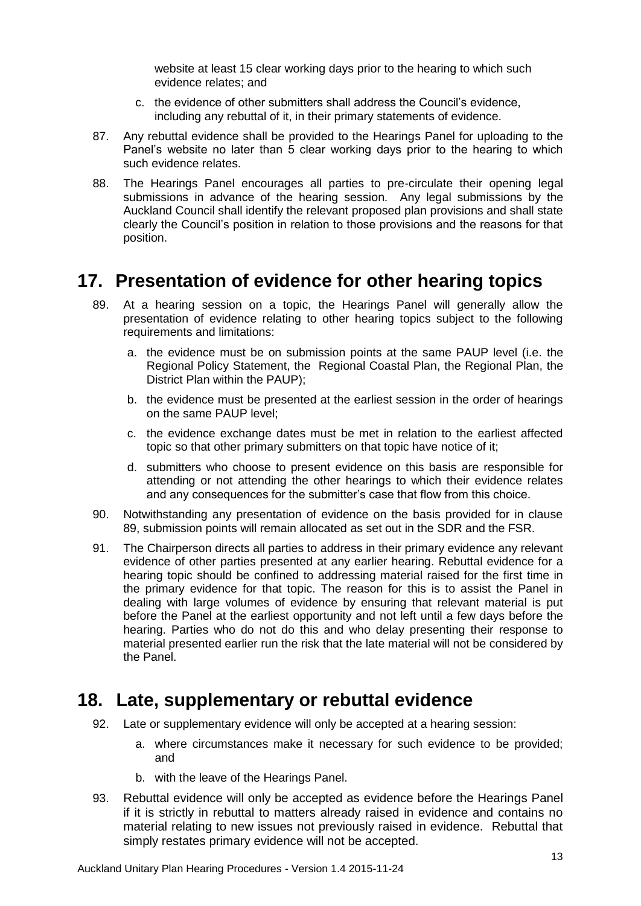website at least 15 clear working days prior to the hearing to which such evidence relates; and

c. the evidence of other submitters shall address the Council's evidence, including any rebuttal of it, in their primary statements of evidence.

87. Any rebuttal evidence shall be provided to the Hearings Panel for uploading to the Panel's website no later than 5 clear working days prior to the hearing to which such evidence relates.

88. The Hearings Panel encourages all parties to pre-circulate their opening legal submissions in advance of the hearing session. Any legal submissions by the Auckland Council shall identify the relevant proposed plan provisions and shall state clearly the Council's position in relation to those provisions and the reasons for that position.

# 17. Presentation of evidence for other hearing topics

89. At a hearing session on a topic, the Hearings Panel will generally allow the presentation of evidence relating to other hearing topics subject to the following requirements and limitations:

    a. the evidence must be on submission points at the same PAUP level (i.e. the Regional Policy Statement, the Regional Coastal Plan, the Regional Plan, the District Plan within the PAUP);

    b. the evidence must be presented at the earliest session in the order of hearings on the same PAUP level;

    c. the evidence exchange dates must be met in relation to the earliest affected topic so that other primary submitters on that topic have notice of it;

    d. submitters who choose to present evidence on this basis are responsible for attending or not attending the other hearings to which their evidence relates and any consequences for the submitter's case that flow from this choice.

90. Notwithstanding any presentation of evidence on the basis provided for in clause 89, submission points will remain allocated as set out in the SDR and the FSR.

91. The Chairperson directs all parties to address in their primary evidence any relevant evidence of other parties presented at any earlier hearing. Rebuttal evidence for a hearing topic should be confined to addressing material raised for the first time in the primary evidence for that topic. The reason for this is to assist the Panel in dealing with large volumes of evidence by ensuring that relevant material is put before the Panel at the earliest opportunity and not left until a few days before the hearing. Parties who do not do this and who delay presenting their response to material presented earlier run the risk that the late material will not be considered by the Panel.

# 18. Late, supplementary or rebuttal evidence

92. Late or supplementary evidence will only be accepted at a hearing session:

    a. where circumstances make it necessary for such evidence to be provided; and

    b. with the leave of the Hearings Panel.

93. Rebuttal evidence will only be accepted as evidence before the Hearings Panel if it is strictly in rebuttal to matters already raised in evidence and contains no material relating to new issues not previously raised in evidence. Rebuttal that simply restates primary evidence will not be accepted.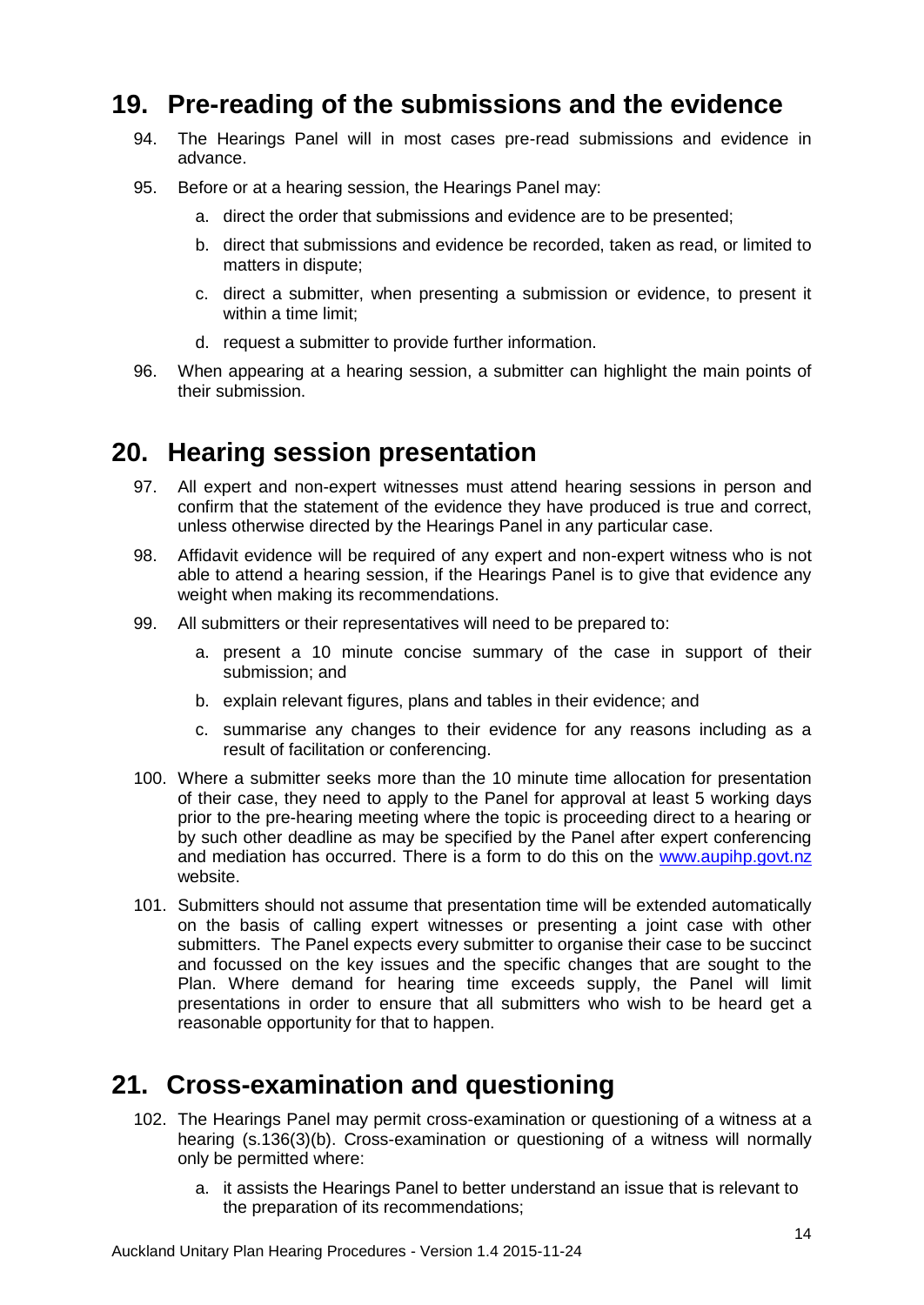## 19. Pre-reading of the submissions and the evidence

94. The Hearings Panel will in most cases pre-read submissions and evidence in advance.

95. Before or at a hearing session, the Hearings Panel may:

    a. direct the order that submissions and evidence are to be presented;

    b. direct that submissions and evidence be recorded, taken as read, or limited to matters in dispute;

    c. direct a submitter, when presenting a submission or evidence, to present it within a time limit;

    d. request a submitter to provide further information.

96. When appearing at a hearing session, a submitter can highlight the main points of their submission.

## 20. Hearing session presentation

97. All expert and non-expert witnesses must attend hearing sessions in person and confirm that the statement of the evidence they have produced is true and correct, unless otherwise directed by the Hearings Panel in any particular case.

98. Affidavit evidence will be required of any expert and non-expert witness who is not able to attend a hearing session, if the Hearings Panel is to give that evidence any weight when making its recommendations.

99. All submitters or their representatives will need to be prepared to:

    a. present a 10 minute concise summary of the case in support of their submission; and

    b. explain relevant figures, plans and tables in their evidence; and

    c. summarise any changes to their evidence for any reasons including as a result of facilitation or conferencing.

100. Where a submitter seeks more than the 10 minute time allocation for presentation of their case, they need to apply to the Panel for approval at least 5 working days prior to the pre-hearing meeting where the topic is proceeding direct to a hearing or by such other deadline as may be specified by the Panel after expert conferencing and mediation has occurred. There is a form to do this on the www.aupihp.govt.nz website.

101. Submitters should not assume that presentation time will be extended automatically on the basis of calling expert witnesses or presenting a joint case with other submitters. The Panel expects every submitter to organise their case to be succinct and focussed on the key issues and the specific changes that are sought to the Plan. Where demand for hearing time exceeds supply, the Panel will limit presentations in order to ensure that all submitters who wish to be heard get a reasonable opportunity for that to happen.

## 21. Cross-examination and questioning

102. The Hearings Panel may permit cross-examination or questioning of a witness at a hearing (s.136(3)(b). Cross-examination or questioning of a witness will normally only be permitted where:

    a. it assists the Hearings Panel to better understand an issue that is relevant to the preparation of its recommendations;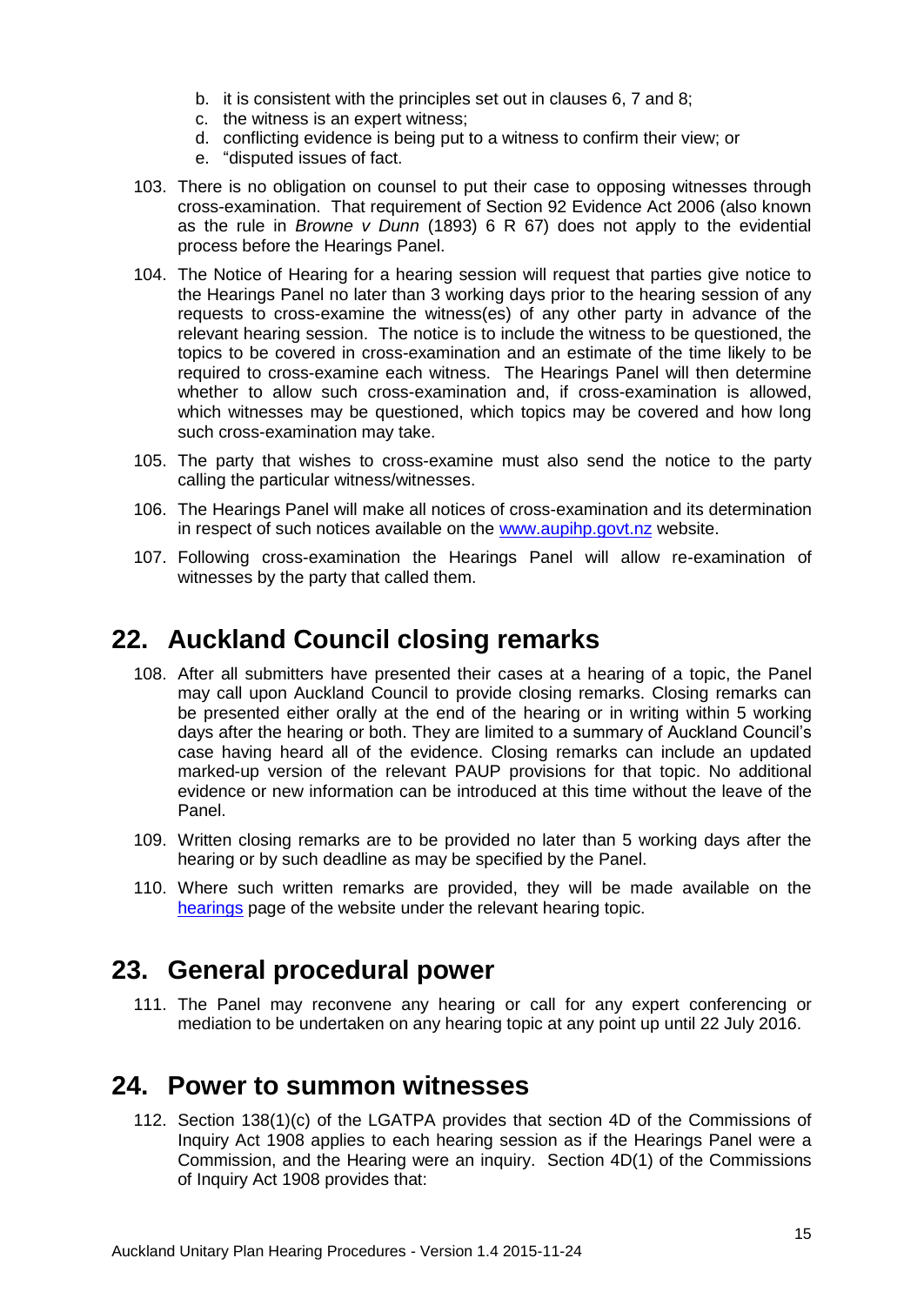b. it is consistent with the principles set out in clauses 6, 7 and 8;
c. the witness is an expert witness;
d. conflicting evidence is being put to a witness to confirm their view; or
e. "disputed issues of fact.

103. There is no obligation on counsel to put their case to opposing witnesses through cross-examination. That requirement of Section 92 Evidence Act 2006 (also known as the rule in *Browne v Dunn* (1893) 6 R 67) does not apply to the evidential process before the Hearings Panel.

104. The Notice of Hearing for a hearing session will request that parties give notice to the Hearings Panel no later than 3 working days prior to the hearing session of any requests to cross-examine the witness(es) of any other party in advance of the relevant hearing session. The notice is to include the witness to be questioned, the topics to be covered in cross-examination and an estimate of the time likely to be required to cross-examine each witness. The Hearings Panel will then determine whether to allow such cross-examination and, if cross-examination is allowed, which witnesses may be questioned, which topics may be covered and how long such cross-examination may take.

105. The party that wishes to cross-examine must also send the notice to the party calling the particular witness/witnesses.

106. The Hearings Panel will make all notices of cross-examination and its determination in respect of such notices available on the www.aupihp.govt.nz website.

107. Following cross-examination the Hearings Panel will allow re-examination of witnesses by the party that called them.

## 22. Auckland Council closing remarks

108. After all submitters have presented their cases at a hearing of a topic, the Panel may call upon Auckland Council to provide closing remarks. Closing remarks can be presented either orally at the end of the hearing or in writing within 5 working days after the hearing or both. They are limited to a summary of Auckland Council's case having heard all of the evidence. Closing remarks can include an updated marked-up version of the relevant PAUP provisions for that topic. No additional evidence or new information can be introduced at this time without the leave of the Panel.

109. Written closing remarks are to be provided no later than 5 working days after the hearing or by such deadline as may be specified by the Panel.

110. Where such written remarks are provided, they will be made available on the hearings page of the website under the relevant hearing topic.

## 23. General procedural power

111. The Panel may reconvene any hearing or call for any expert conferencing or mediation to be undertaken on any hearing topic at any point up until 22 July 2016.

## 24. Power to summon witnesses

112. Section 138(1)(c) of the LGATPA provides that section 4D of the Commissions of Inquiry Act 1908 applies to each hearing session as if the Hearings Panel were a Commission, and the Hearing were an inquiry. Section 4D(1) of the Commissions of Inquiry Act 1908 provides that: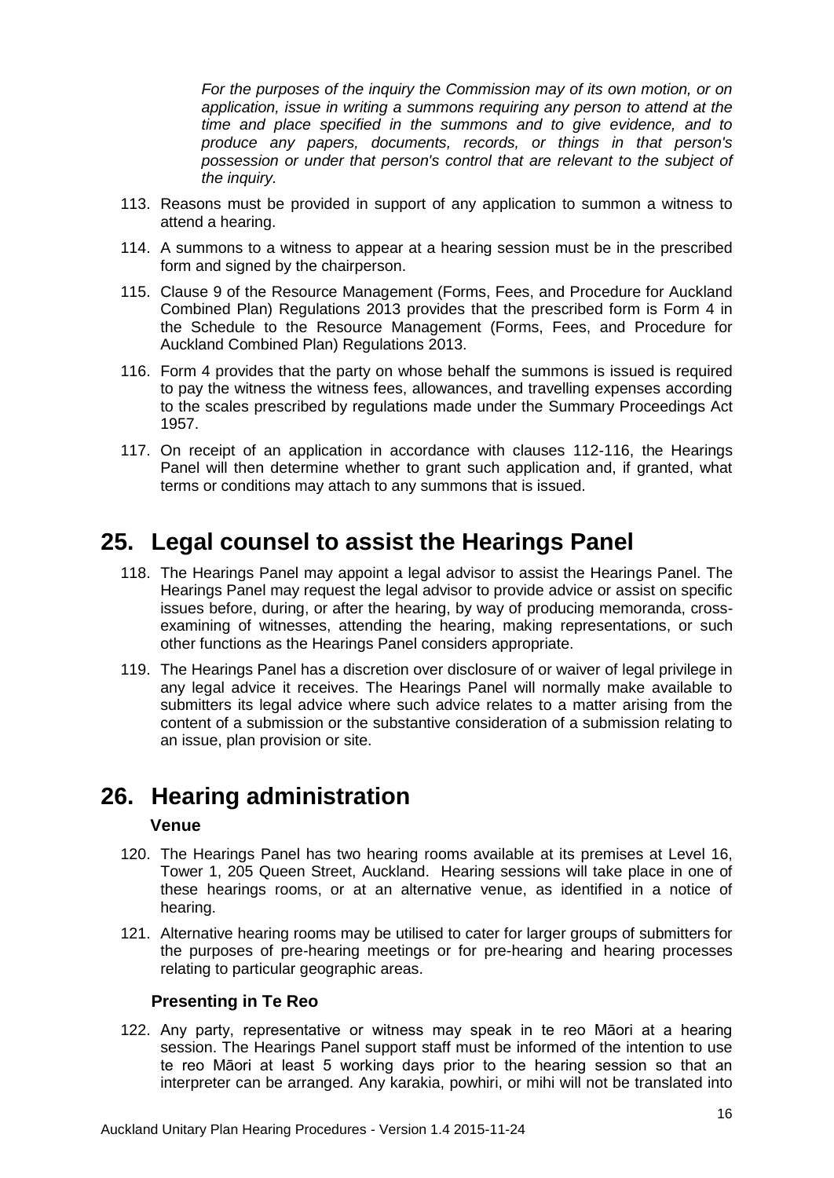*For the purposes of the inquiry the Commission may of its own motion, or on application, issue in writing a summons requiring any person to attend at the time and place specified in the summons and to give evidence, and to produce any papers, documents, records, or things in that person's possession or under that person's control that are relevant to the subject of the inquiry.*

113. Reasons must be provided in support of any application to summon a witness to attend a hearing.
114. A summons to a witness to appear at a hearing session must be in the prescribed form and signed by the chairperson.
115. Clause 9 of the Resource Management (Forms, Fees, and Procedure for Auckland Combined Plan) Regulations 2013 provides that the prescribed form is Form 4 in the Schedule to the Resource Management (Forms, Fees, and Procedure for Auckland Combined Plan) Regulations 2013.
116. Form 4 provides that the party on whose behalf the summons is issued is required to pay the witness the witness fees, allowances, and travelling expenses according to the scales prescribed by regulations made under the Summary Proceedings Act 1957.
117. On receipt of an application in accordance with clauses 112-116, the Hearings Panel will then determine whether to grant such application and, if granted, what terms or conditions may attach to any summons that is issued.

# 25. Legal counsel to assist the Hearings Panel

118. The Hearings Panel may appoint a legal advisor to assist the Hearings Panel. The Hearings Panel may request the legal advisor to provide advice or assist on specific issues before, during, or after the hearing, by way of producing memoranda, cross-examining of witnesses, attending the hearing, making representations, or such other functions as the Hearings Panel considers appropriate.
119. The Hearings Panel has a discretion over disclosure of or waiver of legal privilege in any legal advice it receives. The Hearings Panel will normally make available to submitters its legal advice where such advice relates to a matter arising from the content of a submission or the substantive consideration of a submission relating to an issue, plan provision or site.

# 26. Hearing administration

### Venue

120. The Hearings Panel has two hearing rooms available at its premises at Level 16, Tower 1, 205 Queen Street, Auckland. Hearing sessions will take place in one of these hearings rooms, or at an alternative venue, as identified in a notice of hearing.
121. Alternative hearing rooms may be utilised to cater for larger groups of submitters for the purposes of pre-hearing meetings or for pre-hearing and hearing processes relating to particular geographic areas.

### Presenting in Te Reo

122. Any party, representative or witness may speak in te reo Māori at a hearing session. The Hearings Panel support staff must be informed of the intention to use te reo Māori at least 5 working days prior to the hearing session so that an interpreter can be arranged. Any karakia, powhiri, or mihi will not be translated into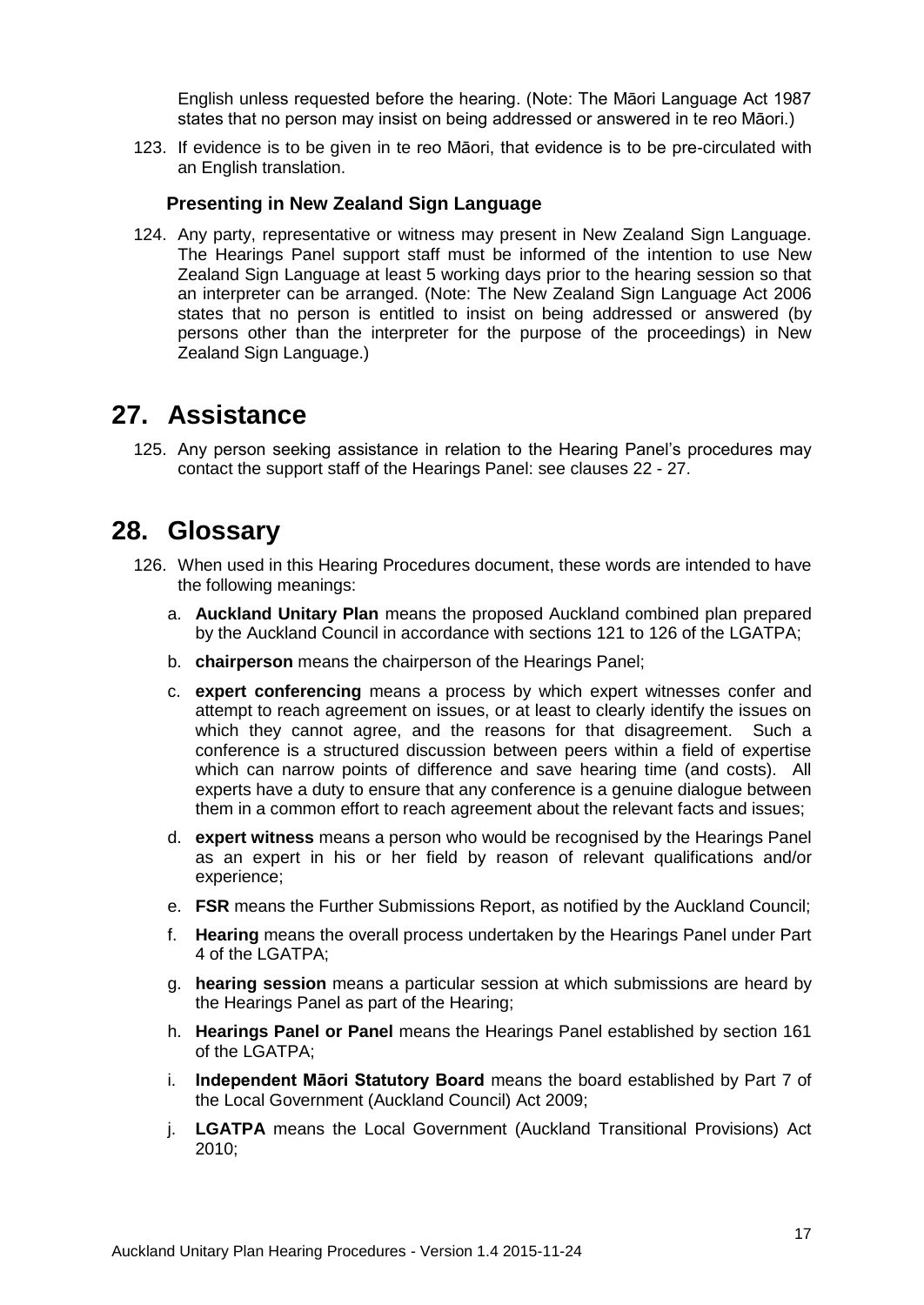English unless requested before the hearing. (Note: The Māori Language Act 1987 states that no person may insist on being addressed or answered in te reo Māori.)

123. If evidence is to be given in te reo Māori, that evidence is to be pre-circulated with an English translation.

### Presenting in New Zealand Sign Language

124. Any party, representative or witness may present in New Zealand Sign Language. The Hearings Panel support staff must be informed of the intention to use New Zealand Sign Language at least 5 working days prior to the hearing session so that an interpreter can be arranged. (Note: The New Zealand Sign Language Act 2006 states that no person is entitled to insist on being addressed or answered (by persons other than the interpreter for the purpose of the proceedings) in New Zealand Sign Language.)

## 27. Assistance

125. Any person seeking assistance in relation to the Hearing Panel's procedures may contact the support staff of the Hearings Panel: see clauses 22 - 27.

## 28. Glossary

126. When used in this Hearing Procedures document, these words are intended to have the following meanings:

   a. **Auckland Unitary Plan** means the proposed Auckland combined plan prepared by the Auckland Council in accordance with sections 121 to 126 of the LGATPA;

   b. **chairperson** means the chairperson of the Hearings Panel;

   c. **expert conferencing** means a process by which expert witnesses confer and attempt to reach agreement on issues, or at least to clearly identify the issues on which they cannot agree, and the reasons for that disagreement. Such a conference is a structured discussion between peers within a field of expertise which can narrow points of difference and save hearing time (and costs). All experts have a duty to ensure that any conference is a genuine dialogue between them in a common effort to reach agreement about the relevant facts and issues;

   d. **expert witness** means a person who would be recognised by the Hearings Panel as an expert in his or her field by reason of relevant qualifications and/or experience;

   e. **FSR** means the Further Submissions Report, as notified by the Auckland Council;

   f. **Hearing** means the overall process undertaken by the Hearings Panel under Part 4 of the LGATPA;

   g. **hearing session** means a particular session at which submissions are heard by the Hearings Panel as part of the Hearing;

   h. **Hearings Panel or Panel** means the Hearings Panel established by section 161 of the LGATPA;

   i. **Independent Māori Statutory Board** means the board established by Part 7 of the Local Government (Auckland Council) Act 2009;

   j. **LGATPA** means the Local Government (Auckland Transitional Provisions) Act 2010;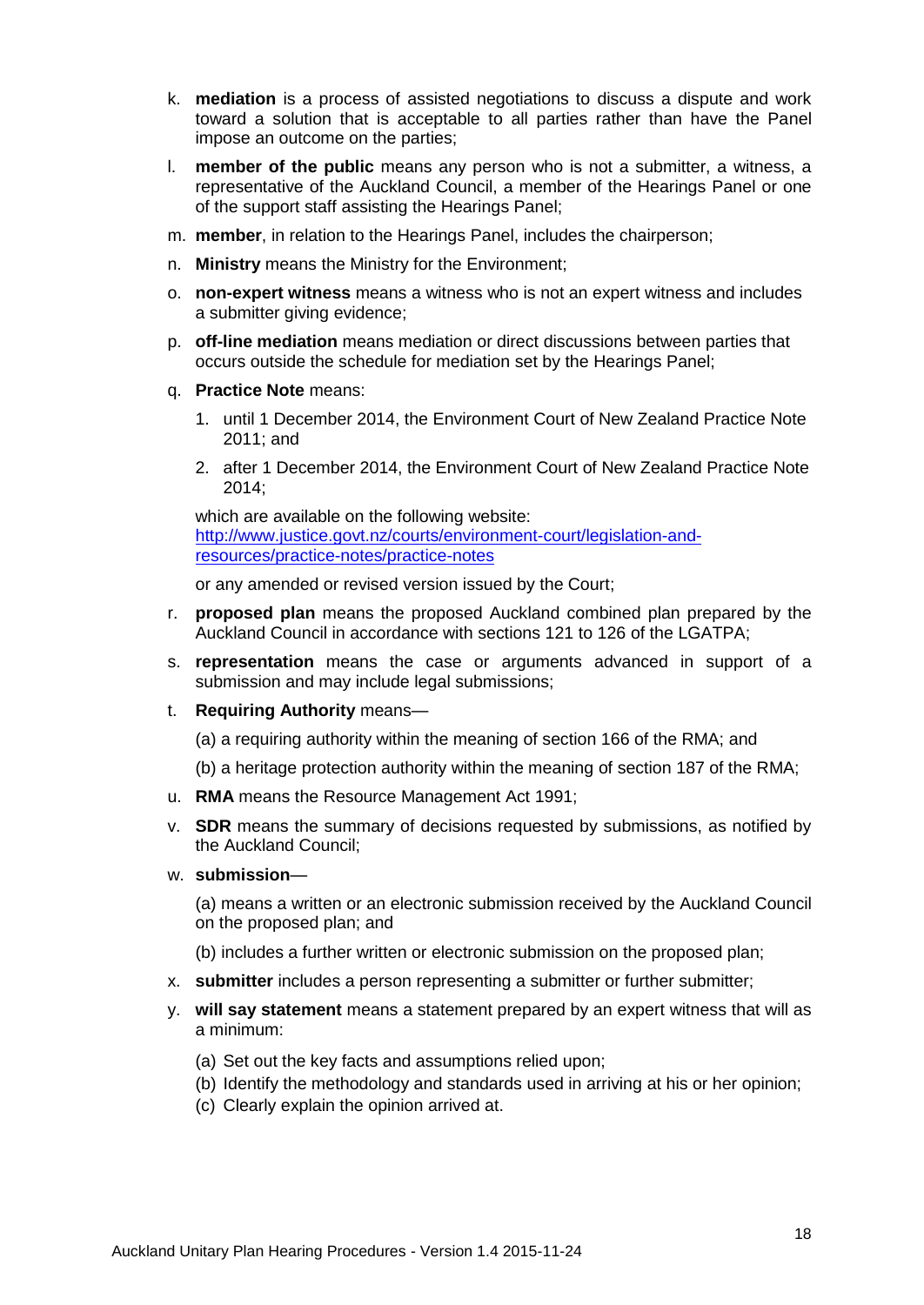k. **mediation** is a process of assisted negotiations to discuss a dispute and work toward a solution that is acceptable to all parties rather than have the Panel impose an outcome on the parties;

l. **member of the public** means any person who is not a submitter, a witness, a representative of the Auckland Council, a member of the Hearings Panel or one of the support staff assisting the Hearings Panel;

m. **member**, in relation to the Hearings Panel, includes the chairperson;

n. **Ministry** means the Ministry for the Environment;

o. **non-expert witness** means a witness who is not an expert witness and includes a submitter giving evidence;

p. **off-line mediation** means mediation or direct discussions between parties that occurs outside the schedule for mediation set by the Hearings Panel;

q. **Practice Note** means:

   1. until 1 December 2014, the Environment Court of New Zealand Practice Note 2011; and

   2. after 1 December 2014, the Environment Court of New Zealand Practice Note 2014;

   which are available on the following website: [http://www.justice.govt.nz/courts/environment-court/legislation-and-resources/practice-notes/practice-notes](http://www.justice.govt.nz/courts/environment-court/legislation-and-resources/practice-notes/practice-notes)

   or any amended or revised version issued by the Court;

r. **proposed plan** means the proposed Auckland combined plan prepared by the Auckland Council in accordance with sections 121 to 126 of the LGATPA;

s. **representation** means the case or arguments advanced in support of a submission and may include legal submissions;

t. **Requiring Authority** means—

   (a) a requiring authority within the meaning of section 166 of the RMA; and

   (b) a heritage protection authority within the meaning of section 187 of the RMA;

u. **RMA** means the Resource Management Act 1991;

v. **SDR** means the summary of decisions requested by submissions, as notified by the Auckland Council;

w. **submission**—

   (a) means a written or an electronic submission received by the Auckland Council on the proposed plan; and

   (b) includes a further written or electronic submission on the proposed plan;

x. **submitter** includes a person representing a submitter or further submitter;

y. **will say statement** means a statement prepared by an expert witness that will as a minimum:

   (a) Set out the key facts and assumptions relied upon;
   (b) Identify the methodology and standards used in arriving at his or her opinion;
   (c) Clearly explain the opinion arrived at.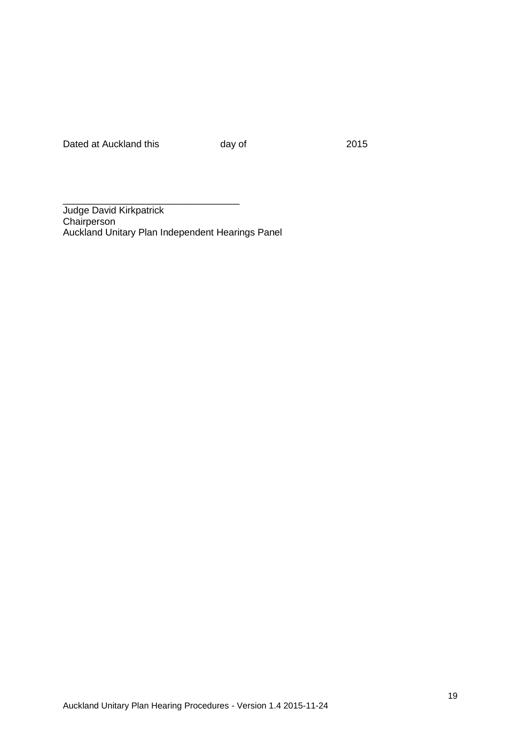Dated at Auckland this day of 2015

\_\_\_\_\_\_\_\_\_\_\_\_\_\_\_\_\_\_\_\_\_\_\_\_\_\_\_\_\_\_\_\_\_\_

Judge David Kirkpatrick
Chairperson
Auckland Unitary Plan Independent Hearings Panel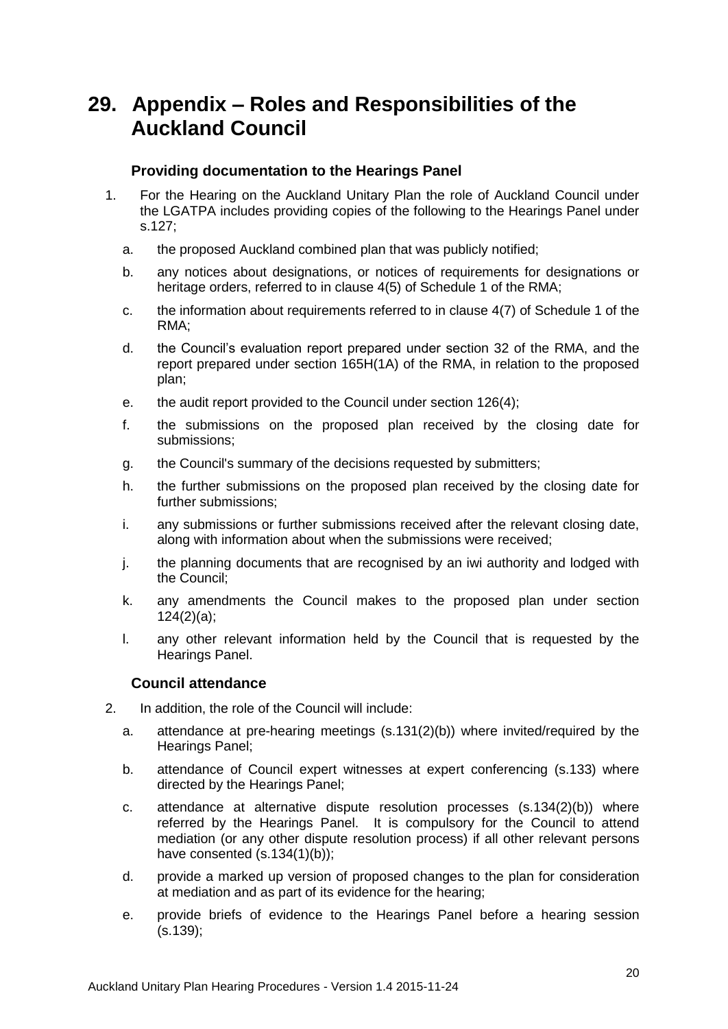# 29. Appendix – Roles and Responsibilities of the Auckland Council

### Providing documentation to the Hearings Panel

1. For the Hearing on the Auckland Unitary Plan the role of Auckland Council under the LGATPA includes providing copies of the following to the Hearings Panel under s.127;
   a. the proposed Auckland combined plan that was publicly notified;
   b. any notices about designations, or notices of requirements for designations or heritage orders, referred to in clause 4(5) of Schedule 1 of the RMA;
   c. the information about requirements referred to in clause 4(7) of Schedule 1 of the RMA;
   d. the Council's evaluation report prepared under section 32 of the RMA, and the report prepared under section 165H(1A) of the RMA, in relation to the proposed plan;
   e. the audit report provided to the Council under section 126(4);
   f. the submissions on the proposed plan received by the closing date for submissions;
   g. the Council's summary of the decisions requested by submitters;
   h. the further submissions on the proposed plan received by the closing date for further submissions;
   i. any submissions or further submissions received after the relevant closing date, along with information about when the submissions were received;
   j. the planning documents that are recognised by an iwi authority and lodged with the Council;
   k. any amendments the Council makes to the proposed plan under section 124(2)(a);
   l. any other relevant information held by the Council that is requested by the Hearings Panel.

### Council attendance

2. In addition, the role of the Council will include:
   a. attendance at pre-hearing meetings (s.131(2)(b)) where invited/required by the Hearings Panel;
   b. attendance of Council expert witnesses at expert conferencing (s.133) where directed by the Hearings Panel;
   c. attendance at alternative dispute resolution processes (s.134(2)(b)) where referred by the Hearings Panel. It is compulsory for the Council to attend mediation (or any other dispute resolution process) if all other relevant persons have consented (s.134(1)(b));
   d. provide a marked up version of proposed changes to the plan for consideration at mediation and as part of its evidence for the hearing;
   e. provide briefs of evidence to the Hearings Panel before a hearing session (s.139);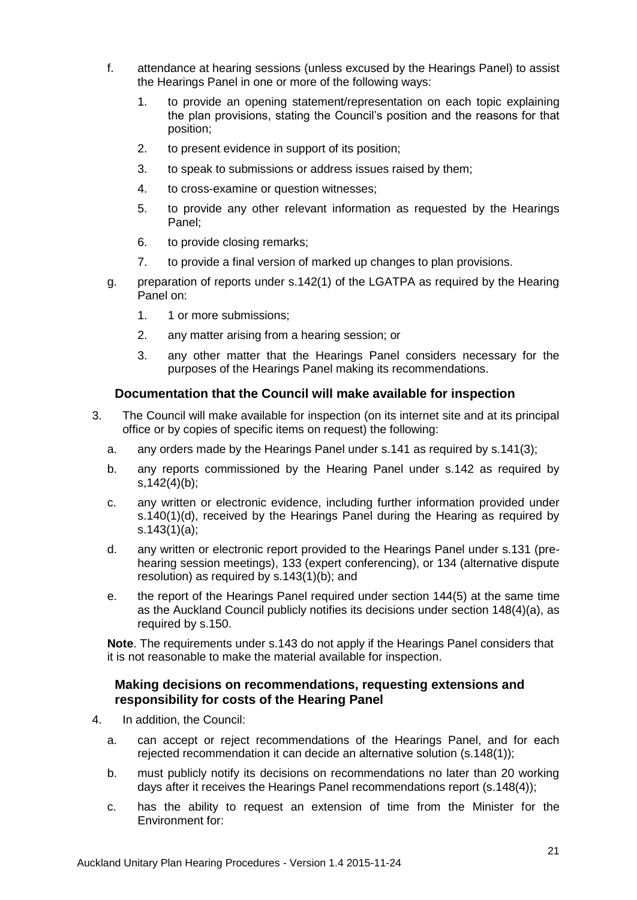f. attendance at hearing sessions (unless excused by the Hearings Panel) to assist the Hearings Panel in one or more of the following ways:

   1. to provide an opening statement/representation on each topic explaining the plan provisions, stating the Council's position and the reasons for that position;
   2. to present evidence in support of its position;
   3. to speak to submissions or address issues raised by them;
   4. to cross-examine or question witnesses;
   5. to provide any other relevant information as requested by the Hearings Panel;
   6. to provide closing remarks;
   7. to provide a final version of marked up changes to plan provisions.

g. preparation of reports under s.142(1) of the LGATPA as required by the Hearing Panel on:

   1. 1 or more submissions;
   2. any matter arising from a hearing session; or
   3. any other matter that the Hearings Panel considers necessary for the purposes of the Hearings Panel making its recommendations.

### Documentation that the Council will make available for inspection

3. The Council will make available for inspection (on its internet site and at its principal office or by copies of specific items on request) the following:

   a. any orders made by the Hearings Panel under s.141 as required by s.141(3);

   b. any reports commissioned by the Hearing Panel under s.142 as required by s,142(4)(b);

   c. any written or electronic evidence, including further information provided under s.140(1)(d), received by the Hearings Panel during the Hearing as required by s.143(1)(a);

   d. any written or electronic report provided to the Hearings Panel under s.131 (pre-hearing session meetings), 133 (expert conferencing), or 134 (alternative dispute resolution) as required by s.143(1)(b); and

   e. the report of the Hearings Panel required under section 144(5) at the same time as the Auckland Council publicly notifies its decisions under section 148(4)(a), as required by s.150.

**Note**. The requirements under s.143 do not apply if the Hearings Panel considers that it is not reasonable to make the material available for inspection.

### Making decisions on recommendations, requesting extensions and responsibility for costs of the Hearing Panel

4. In addition, the Council:

   a. can accept or reject recommendations of the Hearings Panel, and for each rejected recommendation it can decide an alternative solution (s.148(1));

   b. must publicly notify its decisions on recommendations no later than 20 working days after it receives the Hearings Panel recommendations report (s.148(4));

   c. has the ability to request an extension of time from the Minister for the Environment for: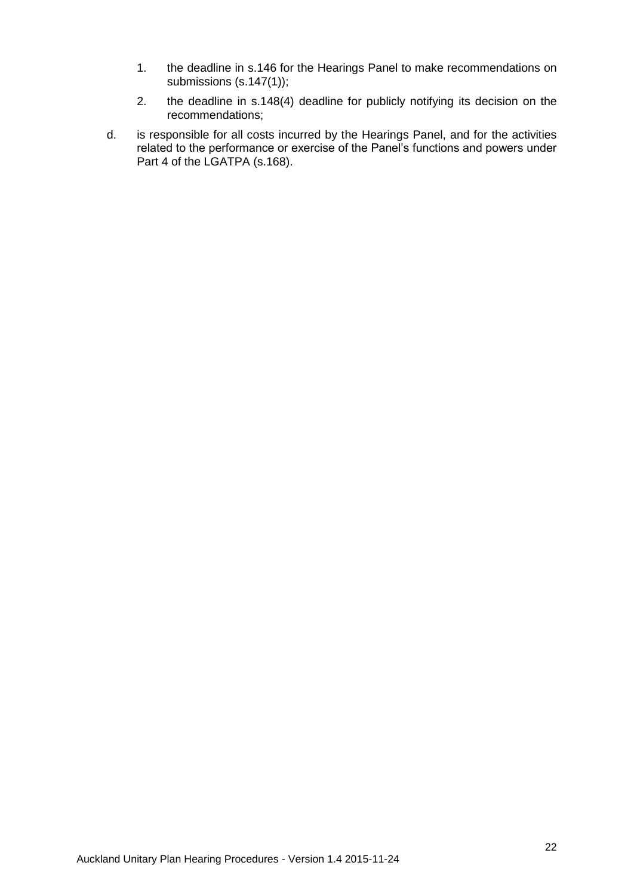1. the deadline in s.146 for the Hearings Panel to make recommendations on submissions (s.147(1));

2. the deadline in s.148(4) deadline for publicly notifying its decision on the recommendations;

d. is responsible for all costs incurred by the Hearings Panel, and for the activities related to the performance or exercise of the Panel's functions and powers under Part 4 of the LGATPA (s.168).